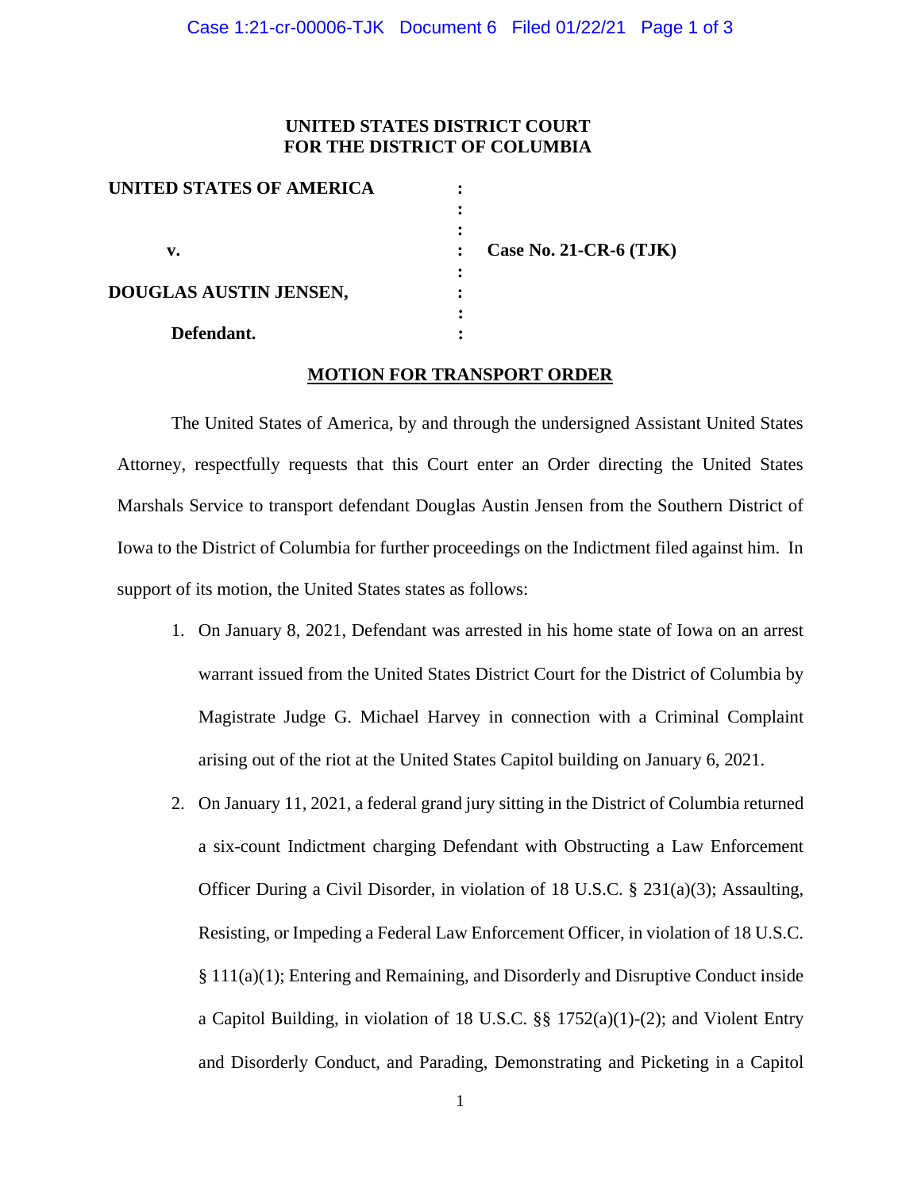**UNITED STATES DISTRICT COURT**
**FOR THE DISTRICT OF COLUMBIA**

| | | |
|---|---|---|
| **UNITED STATES OF AMERICA** | : | |
| | : | |
| | : | |
| **v.** | : | **Case No. 21-CR-6 (TJK)** |
| | : | |
| **DOUGLAS AUSTIN JENSEN,** | : | |
| | : | |
| **Defendant.** | : | |

## MOTION FOR TRANSPORT ORDER

The United States of America, by and through the undersigned Assistant United States Attorney, respectfully requests that this Court enter an Order directing the United States Marshals Service to transport defendant Douglas Austin Jensen from the Southern District of Iowa to the District of Columbia for further proceedings on the Indictment filed against him. In support of its motion, the United States states as follows:

1. On January 8, 2021, Defendant was arrested in his home state of Iowa on an arrest warrant issued from the United States District Court for the District of Columbia by Magistrate Judge G. Michael Harvey in connection with a Criminal Complaint arising out of the riot at the United States Capitol building on January 6, 2021.

2. On January 11, 2021, a federal grand jury sitting in the District of Columbia returned a six-count Indictment charging Defendant with Obstructing a Law Enforcement Officer During a Civil Disorder, in violation of 18 U.S.C. § 231(a)(3); Assaulting, Resisting, or Impeding a Federal Law Enforcement Officer, in violation of 18 U.S.C. § 111(a)(1); Entering and Remaining, and Disorderly and Disruptive Conduct inside a Capitol Building, in violation of 18 U.S.C. §§ 1752(a)(1)-(2); and Violent Entry and Disorderly Conduct, and Parading, Demonstrating and Picketing in a Capitol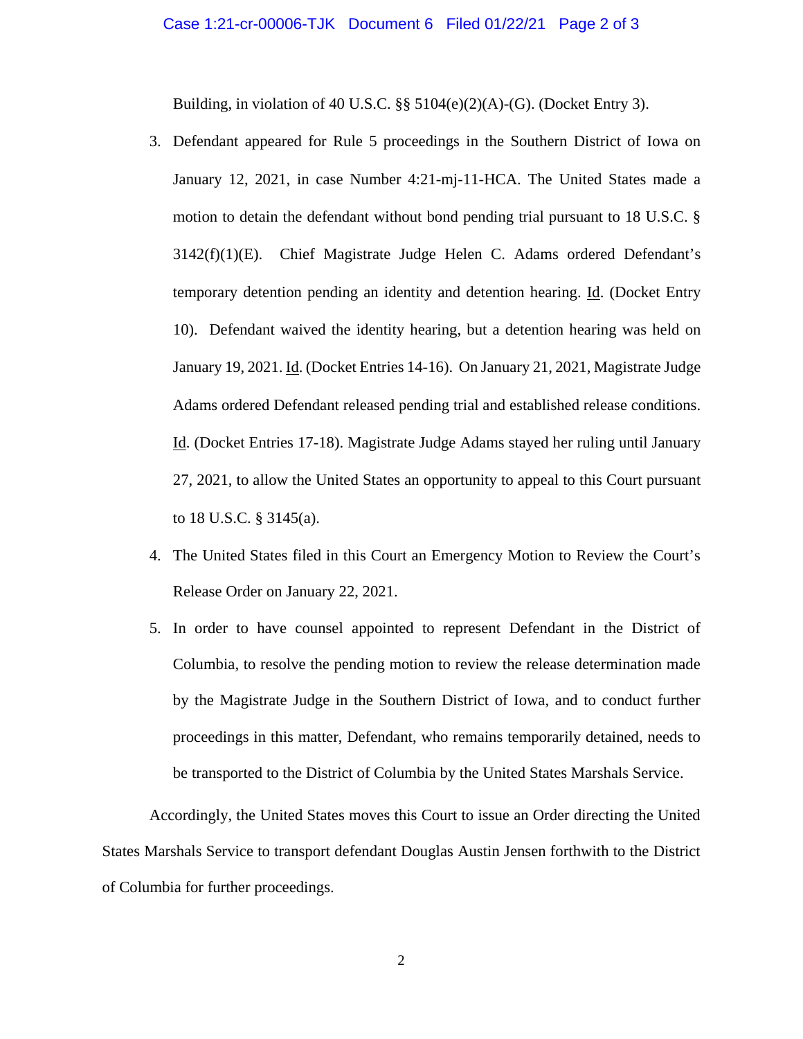Building, in violation of 40 U.S.C. §§ 5104(e)(2)(A)-(G). (Docket Entry 3).

3. Defendant appeared for Rule 5 proceedings in the Southern District of Iowa on January 12, 2021, in case Number 4:21-mj-11-HCA. The United States made a motion to detain the defendant without bond pending trial pursuant to 18 U.S.C. § 3142(f)(1)(E). Chief Magistrate Judge Helen C. Adams ordered Defendant's temporary detention pending an identity and detention hearing. Id. (Docket Entry 10). Defendant waived the identity hearing, but a detention hearing was held on January 19, 2021. Id. (Docket Entries 14-16). On January 21, 2021, Magistrate Judge Adams ordered Defendant released pending trial and established release conditions. Id. (Docket Entries 17-18). Magistrate Judge Adams stayed her ruling until January 27, 2021, to allow the United States an opportunity to appeal to this Court pursuant to 18 U.S.C. § 3145(a).

4. The United States filed in this Court an Emergency Motion to Review the Court's Release Order on January 22, 2021.

5. In order to have counsel appointed to represent Defendant in the District of Columbia, to resolve the pending motion to review the release determination made by the Magistrate Judge in the Southern District of Iowa, and to conduct further proceedings in this matter, Defendant, who remains temporarily detained, needs to be transported to the District of Columbia by the United States Marshals Service.

Accordingly, the United States moves this Court to issue an Order directing the United States Marshals Service to transport defendant Douglas Austin Jensen forthwith to the District of Columbia for further proceedings.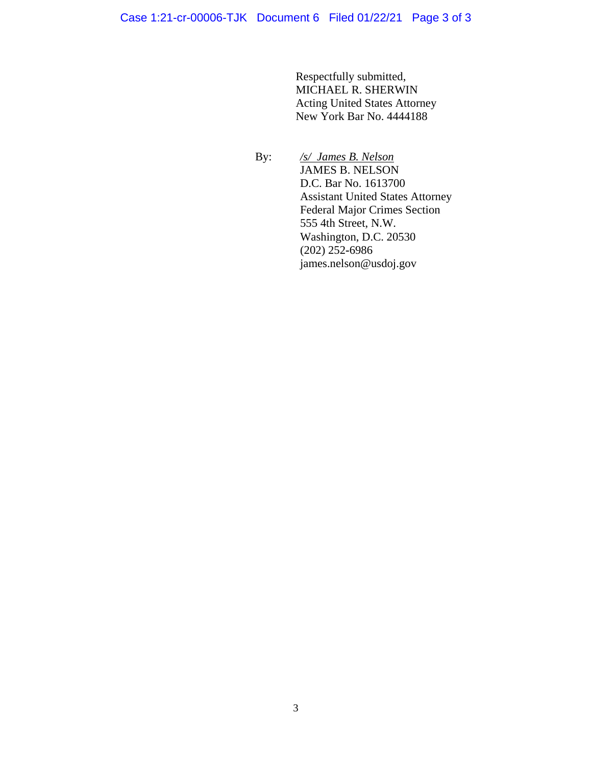Respectfully submitted,
MICHAEL R. SHERWIN
Acting United States Attorney
New York Bar No. 4444188

By: */s/ James B. Nelson*
JAMES B. NELSON
D.C. Bar No. 1613700
Assistant United States Attorney
Federal Major Crimes Section
555 4th Street, N.W.
Washington, D.C. 20530
(202) 252-6986
james.nelson@usdoj.gov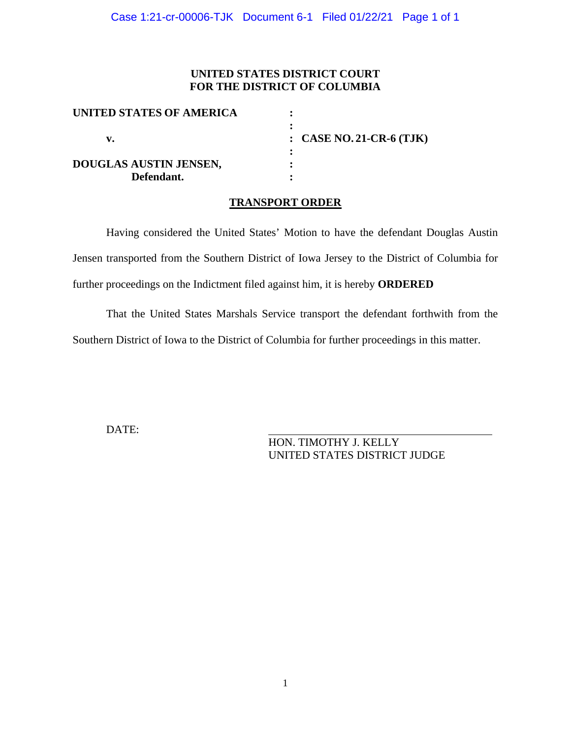**UNITED STATES DISTRICT COURT**
**FOR THE DISTRICT OF COLUMBIA**

| | | |
|---|---|---|
| **UNITED STATES OF AMERICA** | : | |
| | : | |
| **v.** | : | **CASE NO. 21-CR-6 (TJK)** |
| | : | |
| **DOUGLAS AUSTIN JENSEN,** | : | |
| **Defendant.** | : | |

## TRANSPORT ORDER

Having considered the United States' Motion to have the defendant Douglas Austin Jensen transported from the Southern District of Iowa Jersey to the District of Columbia for further proceedings on the Indictment filed against him, it is hereby **ORDERED**

That the United States Marshals Service transport the defendant forthwith from the Southern District of Iowa to the District of Columbia for further proceedings in this matter.

DATE:

_______________________________
HON. TIMOTHY J. KELLY
UNITED STATES DISTRICT JUDGE